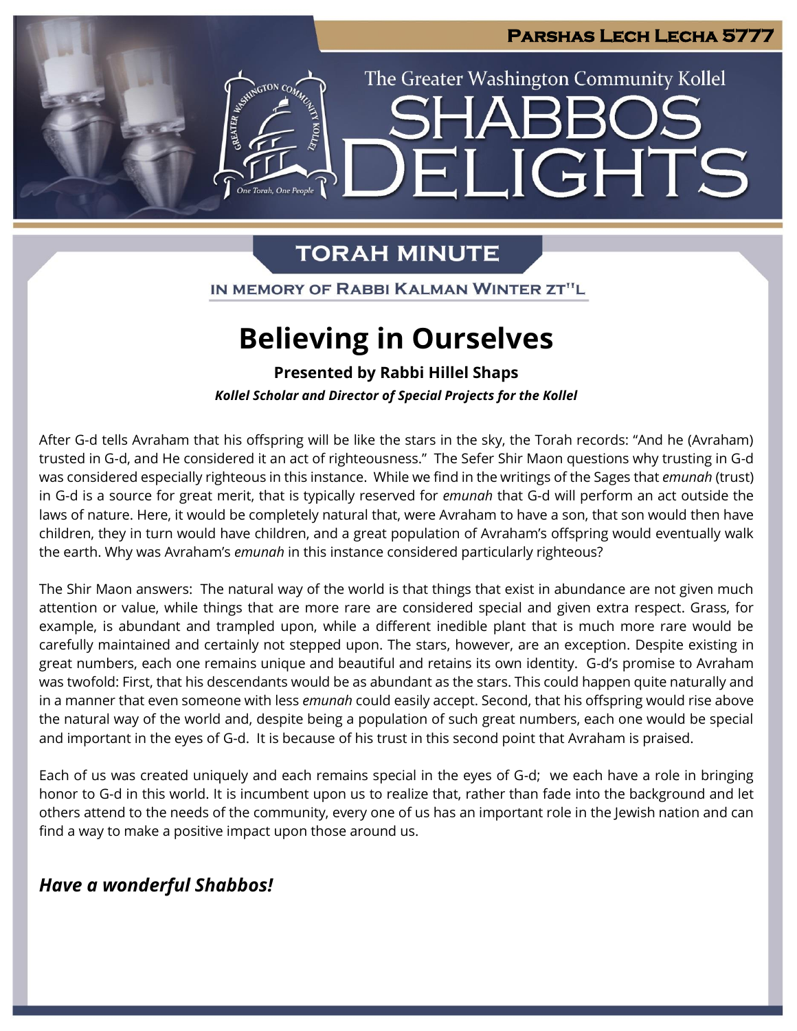PARSHAS LECH LECHA 5777

The Greater Washington Community Kollel

# SHABBOS DELIGHTS

## TORAH MINUTE

IN MEMORY OF RABBI KALMAN WINTER ZT"L

# Believing in Ourselves

**Presented by Rabbi Hillel Shaps**

***Kollel Scholar and Director of Special Projects for the Kollel***

After G-d tells Avraham that his offspring will be like the stars in the sky, the Torah records: "And he (Avraham) trusted in G-d, and He considered it an act of righteousness." The Sefer Shir Maon questions why trusting in G-d was considered especially righteous in this instance. While we find in the writings of the Sages that *emunah* (trust) in G-d is a source for great merit, that is typically reserved for *emunah* that G-d will perform an act outside the laws of nature. Here, it would be completely natural that, were Avraham to have a son, that son would then have children, they in turn would have children, and a great population of Avraham's offspring would eventually walk the earth. Why was Avraham's *emunah* in this instance considered particularly righteous?

The Shir Maon answers: The natural way of the world is that things that exist in abundance are not given much attention or value, while things that are more rare are considered special and given extra respect. Grass, for example, is abundant and trampled upon, while a different inedible plant that is much more rare would be carefully maintained and certainly not stepped upon. The stars, however, are an exception. Despite existing in great numbers, each one remains unique and beautiful and retains its own identity. G-d's promise to Avraham was twofold: First, that his descendants would be as abundant as the stars. This could happen quite naturally and in a manner that even someone with less *emunah* could easily accept. Second, that his offspring would rise above the natural way of the world and, despite being a population of such great numbers, each one would be special and important in the eyes of G-d. It is because of his trust in this second point that Avraham is praised.

Each of us was created uniquely and each remains special in the eyes of G-d; we each have a role in bringing honor to G-d in this world. It is incumbent upon us to realize that, rather than fade into the background and let others attend to the needs of the community, every one of us has an important role in the Jewish nation and can find a way to make a positive impact upon those around us.

***Have a wonderful Shabbos!***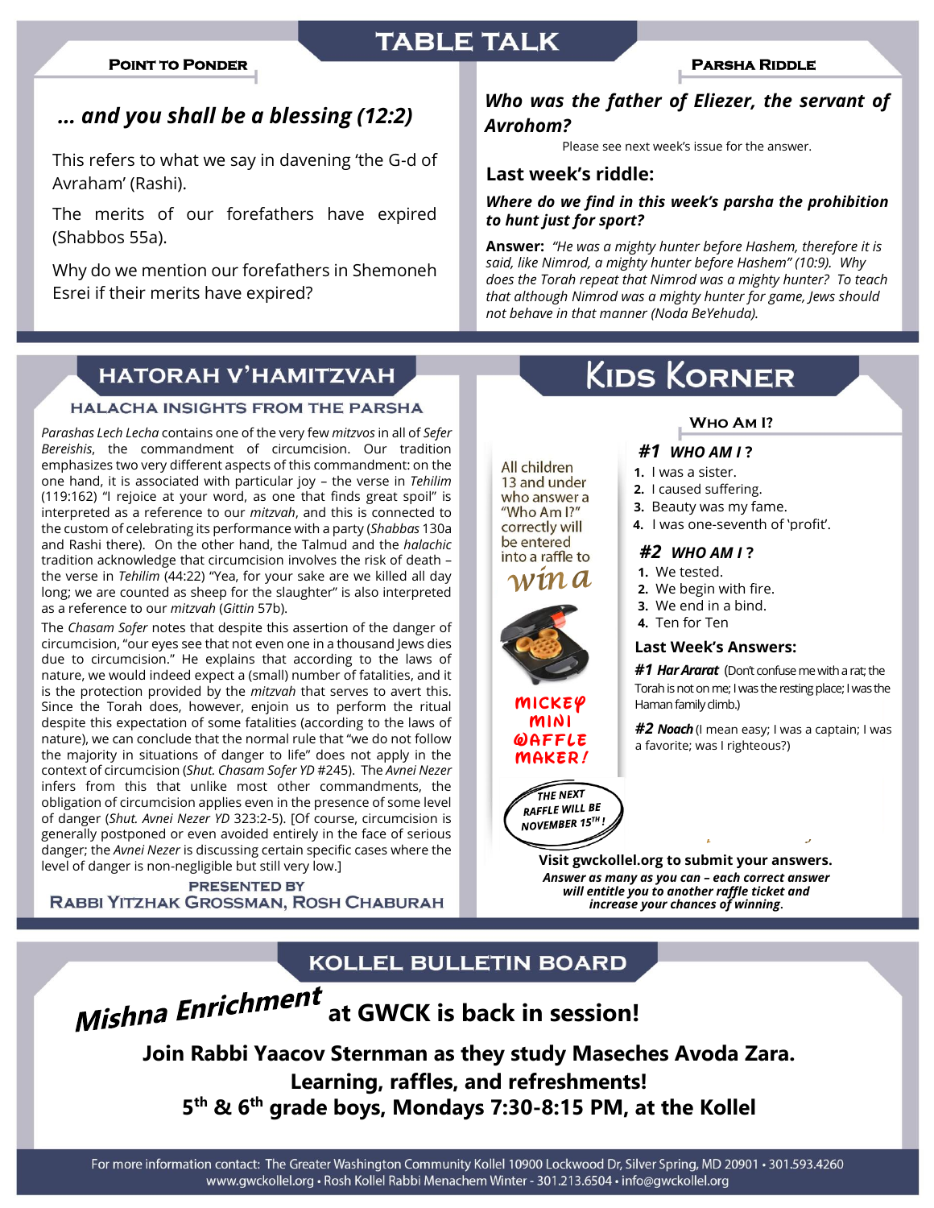# TABLE TALK

## Point to Ponder

### *... and you shall be a blessing (12:2)*

This refers to what we say in davening 'the G-d of Avraham' (Rashi).

The merits of our forefathers have expired (Shabbos 55a).

Why do we mention our forefathers in Shemoneh Esrei if their merits have expired?

## Parsha Riddle

***Who was the father of Eliezer, the servant of Avrohom?***

Please see next week's issue for the answer.

### Last week's riddle:

***Where do we find in this week's parsha the prohibition to hunt just for sport?***

**Answer:** *"He was a mighty hunter before Hashem, therefore it is said, like Nimrod, a mighty hunter before Hashem" (10:9). Why does the Torah repeat that Nimrod was a mighty hunter? To teach that although Nimrod was a mighty hunter for game, Jews should not behave in that manner (Noda BeYehuda).*

# HATORAH V'HAMITZVAH

## HALACHA INSIGHTS FROM THE PARSHA

*Parashas Lech Lecha* contains one of the very few *mitzvos* in all of *Sefer Bereishis*, the commandment of circumcision. Our tradition emphasizes two very different aspects of this commandment: on the one hand, it is associated with particular joy – the verse in *Tehilim* (119:162) "I rejoice at your word, as one that finds great spoil" is interpreted as a reference to our *mitzvah*, and this is connected to the custom of celebrating its performance with a party (*Shabbas* 130a and Rashi there). On the other hand, the Talmud and the *halachic* tradition acknowledge that circumcision involves the risk of death – the verse in *Tehilim* (44:22) "Yea, for your sake are we killed all day long; we are counted as sheep for the slaughter" is also interpreted as a reference to our *mitzvah* (*Gittin* 57b).

The *Chasam Sofer* notes that despite this assertion of the danger of circumcision, "our eyes see that not even one in a thousand Jews dies due to circumcision." He explains that according to the laws of nature, we would indeed expect a (small) number of fatalities, and it is the protection provided by the *mitzvah* that serves to avert this. Since the Torah does, however, enjoin us to perform the ritual despite this expectation of some fatalities (according to the laws of nature), we can conclude that the normal rule that "we do not follow the majority in situations of danger to life" does not apply in the context of circumcision (*Shut. Chasam Sofer YD* #245). The *Avnei Nezer* infers from this that unlike most other commandments, the obligation of circumcision applies even in the presence of some level of danger (*Shut. Avnei Nezer YD* 323:2-5). [Of course, circumcision is generally postponed or even avoided entirely in the face of serious danger; the *Avnei Nezer* is discussing certain specific cases where the level of danger is non-negligible but still very low.]

PRESENTED BY
RABBI YITZHAK GROSSMAN, ROSH CHABURAH

# KIDS KORNER

All children 13 and under who answer a "Who Am I?" correctly will be entered into a raffle to *win a* MICKEY MINI WAFFLE MAKER!

THE NEXT RAFFLE WILL BE NOVEMBER 15TH!

## Who Am I?

### #1 WHO AM I ?

1. I was a sister.
2. I caused suffering.
3. Beauty was my fame.
4. I was one-seventh of 'profit'.

### #2 WHO AM I ?

1. We tested.
2. We begin with fire.
3. We end in a bind.
4. Ten for Ten

### Last Week's Answers:

***#1 Har Ararat*** (Don't confuse me with a rat; the Torah is not on me; I was the resting place; I was the Haman family climb.)

***#2 Noach*** (I mean easy; I was a captain; I was a favorite; was I righteous?)

**Visit gwckollel.org to submit your answers.**

***Answer as many as you can – each correct answer will entitle you to another raffle ticket and increase your chances of winning.***

# KOLLEL BULLETIN BOARD

## *Mishna Enrichment* at GWCK is back in session!

**Join Rabbi Yaacov Sternman as they study Maseches Avoda Zara.**

**Learning, raffles, and refreshments!**

**5th & 6th grade boys, Mondays 7:30-8:15 PM, at the Kollel**

For more information contact: The Greater Washington Community Kollel 10900 Lockwood Dr, Silver Spring, MD 20901 • 301.593.4260 www.gwckollel.org • Rosh Kollel Rabbi Menachem Winter - 301.213.6504 • info@gwckollel.org